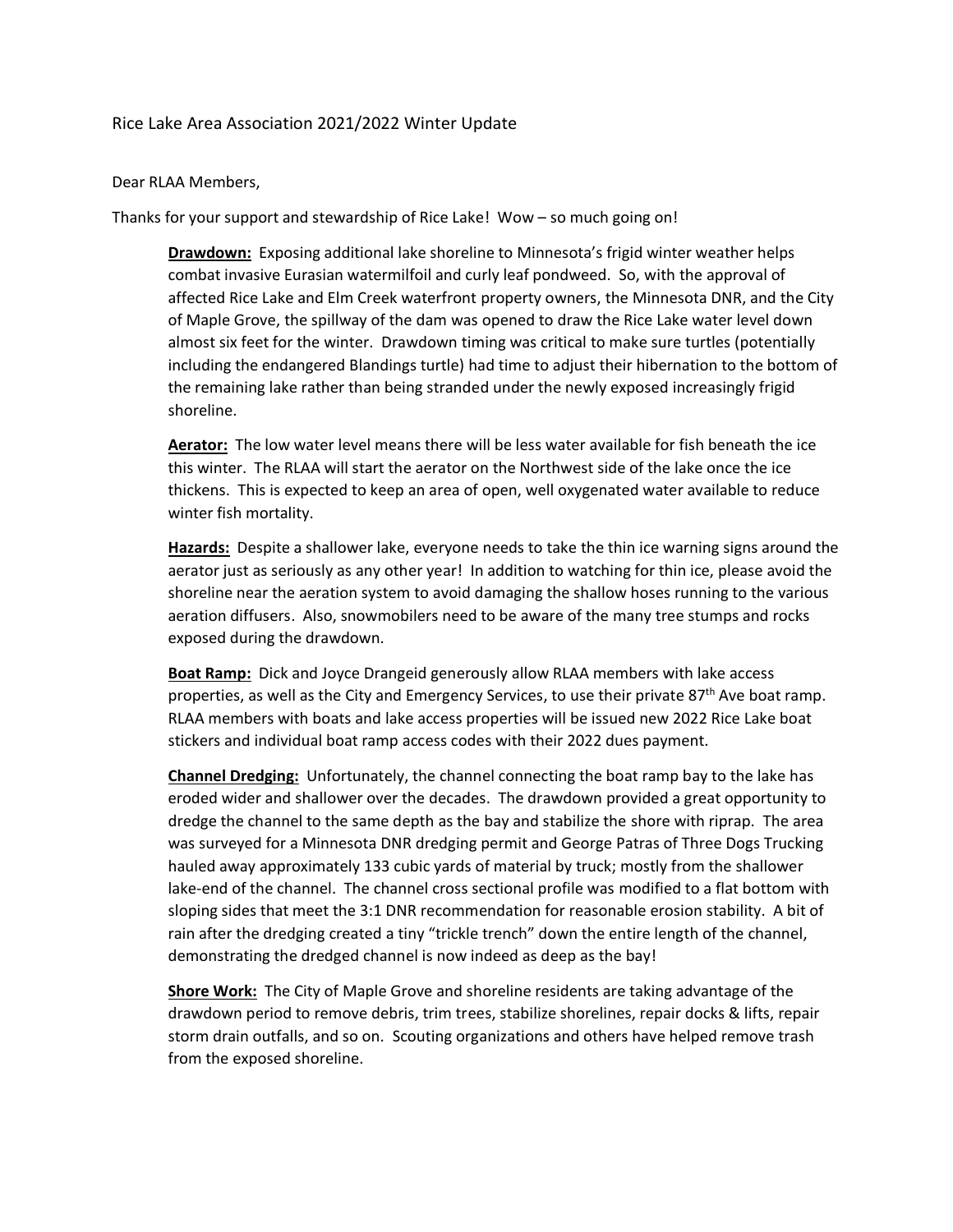Rice Lake Area Association 2021/2022 Winter Update

Dear RLAA Members,

Thanks for your support and stewardship of Rice Lake! Wow – so much going on!

**Drawdown:** Exposing additional lake shoreline to Minnesota's frigid winter weather helps combat invasive Eurasian watermilfoil and curly leaf pondweed. So, with the approval of affected Rice Lake and Elm Creek waterfront property owners, the Minnesota DNR, and the City of Maple Grove, the spillway of the dam was opened to draw the Rice Lake water level down almost six feet for the winter. Drawdown timing was critical to make sure turtles (potentially including the endangered Blandings turtle) had time to adjust their hibernation to the bottom of the remaining lake rather than being stranded under the newly exposed increasingly frigid shoreline.

**Aerator:** The low water level means there will be less water available for fish beneath the ice this winter. The RLAA will start the aerator on the Northwest side of the lake once the ice thickens. This is expected to keep an area of open, well oxygenated water available to reduce winter fish mortality.

**Hazards:** Despite a shallower lake, everyone needs to take the thin ice warning signs around the aerator just as seriously as any other year! In addition to watching for thin ice, please avoid the shoreline near the aeration system to avoid damaging the shallow hoses running to the various aeration diffusers. Also, snowmobilers need to be aware of the many tree stumps and rocks exposed during the drawdown.

**Boat Ramp:** Dick and Joyce Drangeid generously allow RLAA members with lake access properties, as well as the City and Emergency Services, to use their private 87th Ave boat ramp. RLAA members with boats and lake access properties will be issued new 2022 Rice Lake boat stickers and individual boat ramp access codes with their 2022 dues payment.

**Channel Dredging:** Unfortunately, the channel connecting the boat ramp bay to the lake has eroded wider and shallower over the decades. The drawdown provided a great opportunity to dredge the channel to the same depth as the bay and stabilize the shore with riprap. The area was surveyed for a Minnesota DNR dredging permit and George Patras of Three Dogs Trucking hauled away approximately 133 cubic yards of material by truck; mostly from the shallower lake-end of the channel. The channel cross sectional profile was modified to a flat bottom with sloping sides that meet the 3:1 DNR recommendation for reasonable erosion stability. A bit of rain after the dredging created a tiny "trickle trench" down the entire length of the channel, demonstrating the dredged channel is now indeed as deep as the bay!

**Shore Work:** The City of Maple Grove and shoreline residents are taking advantage of the drawdown period to remove debris, trim trees, stabilize shorelines, repair docks & lifts, repair storm drain outfalls, and so on. Scouting organizations and others have helped remove trash from the exposed shoreline.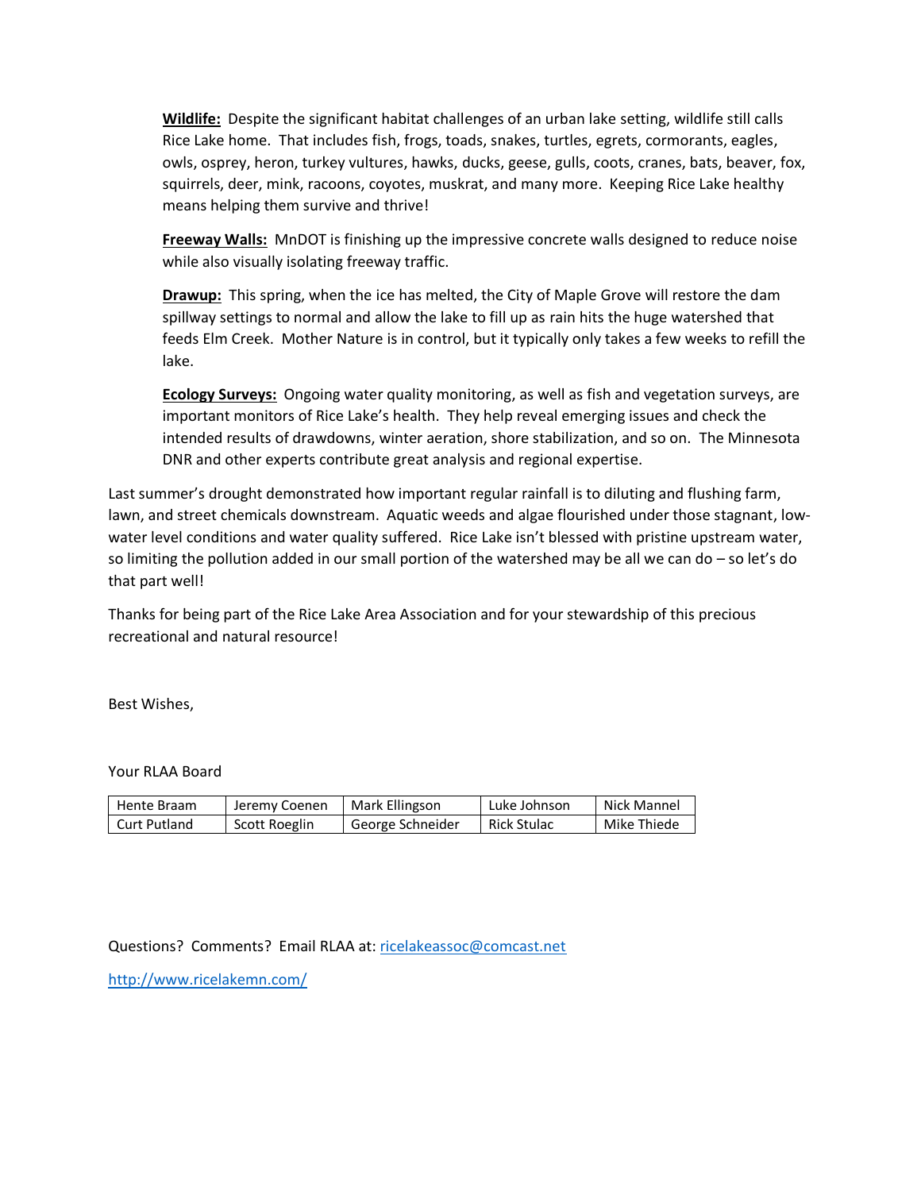**Wildlife:** Despite the significant habitat challenges of an urban lake setting, wildlife still calls Rice Lake home. That includes fish, frogs, toads, snakes, turtles, egrets, cormorants, eagles, owls, osprey, heron, turkey vultures, hawks, ducks, geese, gulls, coots, cranes, bats, beaver, fox, squirrels, deer, mink, racoons, coyotes, muskrat, and many more. Keeping Rice Lake healthy means helping them survive and thrive!

**Freeway Walls:** MnDOT is finishing up the impressive concrete walls designed to reduce noise while also visually isolating freeway traffic.

**Drawup:** This spring, when the ice has melted, the City of Maple Grove will restore the dam spillway settings to normal and allow the lake to fill up as rain hits the huge watershed that feeds Elm Creek. Mother Nature is in control, but it typically only takes a few weeks to refill the lake.

**Ecology Surveys:** Ongoing water quality monitoring, as well as fish and vegetation surveys, are important monitors of Rice Lake's health. They help reveal emerging issues and check the intended results of drawdowns, winter aeration, shore stabilization, and so on. The Minnesota DNR and other experts contribute great analysis and regional expertise.

Last summer's drought demonstrated how important regular rainfall is to diluting and flushing farm, lawn, and street chemicals downstream. Aquatic weeds and algae flourished under those stagnant, low-water level conditions and water quality suffered. Rice Lake isn't blessed with pristine upstream water, so limiting the pollution added in our small portion of the watershed may be all we can do – so let's do that part well!

Thanks for being part of the Rice Lake Area Association and for your stewardship of this precious recreational and natural resource!

Best Wishes,

Your RLAA Board

| | | | | |
|---|---|---|---|---|
| Hente Braam | Jeremy Coenen | Mark Ellingson | Luke Johnson | Nick Mannel |
| Curt Putland | Scott Roeglin | George Schneider | Rick Stulac | Mike Thiede |

Questions? Comments? Email RLAA at: ricelakeassoc@comcast.net

http://www.ricelakemn.com/